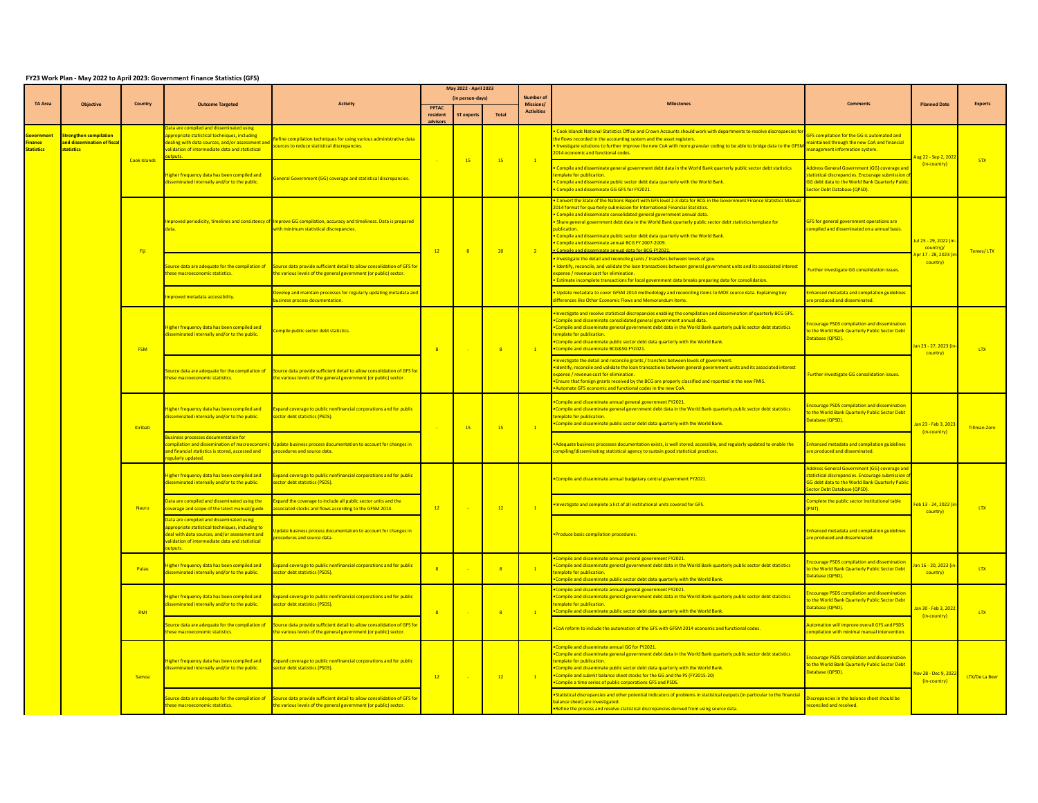## FY23 Work Plan - May 2022 to April 2023: Government Finance Statistics (GFS)

| TA Area | Objective | Country | Outcome Targeted | Activity | May 2022 - April 2023 (in person-days) PFTAC resident advisors | ST experts | Total | Number of Missions/ Activities | Milestones | Comments | Planned Date | Experts |
|---|---|---|---|---|---|---|---|---|---|---|---|---|
| Government Finance Statistics | Strengthen compilation and dissemination of fiscal statistics | Cook Islands | Data are compiled and disseminated using appropriate statistical techniques, including dealing with data sources, and/or assessment and validation of intermediate data and statistical outputs. | Refine compilation techniques for using various administrative data sources to reduce statistical discrepancies. | - | 15 | 15 | 1 | • Cook Islands National Statistics Office and Crown Accounts should work with departments to resolve discrepancies for the flows recorded in the accounting system and the asset registers.<br>• Investigate solutions to further improve the new CoA with more granular coding to be able to bridge data to the GFSM 2014 economic and functional codes. | GFS compilation for the GG is automated and maintained through the new CoA and financial management information system. | Aug 22 - Sep 2, 2022 (in-country) | STX |
| | | | Higher frequency data has been compiled and disseminated internally and/or to the public. | General Government (GG) coverage and statistical discrepancies. | | | | | • Compile and disseminate general government debt data in the World Bank quarterly public sector debt statistics template for publication.<br>• Compile and disseminate public sector debt data quarterly with the World Bank.<br>• Compile and disseminate GG GFS for FY2021. | Address General Government (GG) coverage and statistical discrepancies. Encourage submission of GG debt data to the World Bank Quarterly Public Sector Debt Database (QPSD). | | |
| | | Fiji | Improved periodicity, timelines and consistency of data. | Improve GG compilation, accuracy and timeliness. Data is prepared with minimum statistical discrepancies. | 12 | 8 | 20 | 2 | • Convert the State of the Nations Report with GFS level 2-3 data for BCG in the Government Finance Statistics Manual 2014 format for quarterly submission for International Financial Statistics.<br>• Compile and disseminate consolidated general government annual data.<br>• Share general government debt data in the World Bank quarterly public sector debt statistics template for publication.<br>• Compile and disseminate public sector debt data quarterly with the World Bank.<br>• Compile and disseminate annual BCG FY 2007-2009.<br>• Compile and disseminate annual data for BCG FY2021. | GFS for general government operations are compiled and disseminated on a annual basis. | Jul 25 - 29, 2022 (in-country)/ Apr 17 - 28, 2023 (in-country) | Temes/ LTX |
| | | | Source data are adequate for the compilation of these macroeconomic statistics. | Source data provide sufficient detail to allow consolidation of GFS for the various levels of the general government (or public) sector. | | | | | • Investigate the detail and reconcile grants / transfers between levels of gov.<br>• Identify, reconcile, and validate the loan transactions between general government units and its associated interest expense / revenue cost for elimination.<br>• Estimate incomplete transactions for local government data breaks preparing data for consolidation. | Further investigate GG consolidation issues. | | |
| | | | Improved metadata accessibility. | Develop and maintain processes for regularly updating metadata and business process documentation. | | | | | • Update metadata to cover GFSM 2014 methodology and reconciling items to MOE source data. Explaining key differences like Other Economic Flows and Memorandum items. | Enhanced metadata and compilation guidelines are produced and disseminated. | | |
| | | FSM | Higher frequency data has been compiled and disseminated internally and/or to the public. | Compile public sector debt statistics. | 8 | - | 8 | 1 | •Investigate and resolve statistical discrepancies enabling the compilation and dissemination of quarterly BCG GFS.<br>•Compile and disseminate consolidated general government annual data.<br>•Compile and disseminate general government debt data in the World Bank quarterly public sector debt statistics template for publication.<br>•Compile and disseminate public sector debt data quarterly with the World Bank.<br>•Compile and disseminate BCG&SG FY2021. | Encourage PSDS compilation and dissemination to the World Bank Quarterly Public Sector Debt Database (QPSD). | Jan 23 - 27, 2023 (in-country) | LTX |
| | | | Source data are adequate for the compilation of these macroeconomic statistics. | Source data provide sufficient detail to allow consolidation of GFS for the various levels of the general government (or public) sector. | | | | | •Investigate the detail and reconcile grants / transfers between levels of government.<br>•Identify, reconcile and validate the loan transactions between general government units and its associated interest expense / revenue cost for elimination.<br>•Ensure that foreign grants received by the BCG are properly classified and reported in the new FMIS.<br>•Automate GFS economic and functional codes in the new CoA. | Further investigate GG consolidation issues. | | |
| | | Kiribati | Higher frequency data has been compiled and disseminated internally and/or to the public. | Expand coverage to public nonfinancial corporations and for public sector debt statistics (PSDS). | - | 15 | 15 | 1 | •Compile and disseminate annual general government FY2021.<br>•Compile and disseminate general government debt data in the World Bank quarterly public sector debt statistics template for publication.<br>•Compile and disseminate public sector debt data quarterly with the World Bank. | Encourage PSDS compilation and dissemination to the World Bank Quarterly Public Sector Debt Database (QPSD). | Jan 23 - Feb 3, 2023 (in-country) | Tillman-Zorn |
| | | | Business processes documentation for compilation and dissemination of macroeconomic and financial statistics is stored, accessed and regularly updated. | Update business process documentation to account for changes in procedures and source data. | | | | | •Adequate business processes documentation exists, is well stored, accessible, and regularly updated to enable the compiling/disseminating statistical agency to sustain good statistical practices. | Enhanced metadata and compilation guidelines are produced and disseminated. | | |
| | | Nauru | Higher frequency data has been compiled and disseminated internally and/or to the public. | Expand coverage to public nonfinancial corporations and for public sector debt statistics (PSDS). | 12 | - | 12 | 1 | •Compile and disseminate annual budgetary central government FY2021. | Address General Government (GG) coverage and statistical discrepancies. Encourage submission of GG debt data to the World Bank Quarterly Public Sector Debt Database (QPSD). | Feb 13 - 24, 2022 (in-country) | LTX |
| | | | Data are compiled and disseminated using the coverage and scope of the latest manual/guide. | Expand the coverage to include all public sector units and the associated stocks and flows according to the GFSM 2014. | | | | | •Investigate and complete a list of all institutional units covered for GFS. | Complete the public sector institutional table (PSIT). | | |
| | | | Data are compiled and disseminated using appropriate statistical techniques, including to deal with data sources, and/or assessment and validation of intermediate data and statistical outputs. | Update business process documentation to account for changes in procedures and source data. | | | | | •Produce basic compilation procedures. | Enhanced metadata and compilation guidelines are produced and disseminated. | | |
| | | Palau | Higher frequency data has been compiled and disseminated internally and/or to the public. | Expand coverage to public nonfinancial corporations and for public sector debt statistics (PSDS). | 8 | - | 8 | 1 | •Compile and disseminate annual general government FY2021.<br>•Compile and disseminate general government debt data in the World Bank quarterly public sector debt statistics template for publication.<br>•Compile and disseminate public sector debt data quarterly with the World Bank. | Encourage PSDS compilation and dissemination to the World Bank Quarterly Public Sector Debt Database (QPSD). | Jan 16 - 20, 2023 (in-country) | LTX |
| | | RMI | Higher frequency data has been compiled and disseminated internally and/or to the public. | Expand coverage to public nonfinancial corporations and for public sector debt statistics (PSDS). | 8 | - | 8 | 1 | •Compile and disseminate annual general government FY2021.<br>•Compile and disseminate general government debt data in the World Bank quarterly public sector debt statistics template for publication.<br>•Compile and disseminate public sector debt data quarterly with the World Bank. | Encourage PSDS compilation and dissemination to the World Bank Quarterly Public Sector Debt Database (QPSD). | Jan 30 - Feb 3, 2022 (in-country) | LTX |
| | | | Source data are adequate for the compilation of these macroeconomic statistics. | Source data provide sufficient detail to allow consolidation of GFS for the various levels of the general government (or public) sector. | | | | | •CoA reform to include the automation of the GFS with GFSM 2014 economic and functional codes. | Automation will improve overall GFS and PSDS compilation with minimal manual intervention. | | |
| | | Samoa | Higher frequency data has been compiled and disseminated internally and/or to the public. | Expand coverage to public nonfinancial corporations and for public sector debt statistics (PSDS). | 12 | - | 12 | 1 | •Compile and disseminate annual GG for FY2021.<br>•Compile and disseminate general government debt data in the World Bank quarterly public sector debt statistics template for publication.<br>•Compile and disseminate public sector debt data quarterly with the World Bank.<br>•Compile and submit balance sheet stocks for the GG and the PS (FY2015-20)<br>•Compile a time series of public corporations GFS and PSDS. | Encourage PSDS compilation and dissemination to the World Bank Quarterly Public Sector Debt Database (QPSD). | Nov 28 - Dec 9, 2022 (in-country) | LTX/De La Beer |
| | | | Source data are adequate for the compilation of these macroeconomic statistics. | Source data provide sufficient detail to allow consolidation of GFS for the various levels of the general government (or public) sector. | | | | | •Statistical discrepancies and other potential indicators of problems in statistical outputs (in particular to the financial balance sheet) are investigated.<br>•Refine the process and resolve statistical discrepancies derived from using source data. | Discrepancies in the balance sheet should be reconciled and resolved. | | |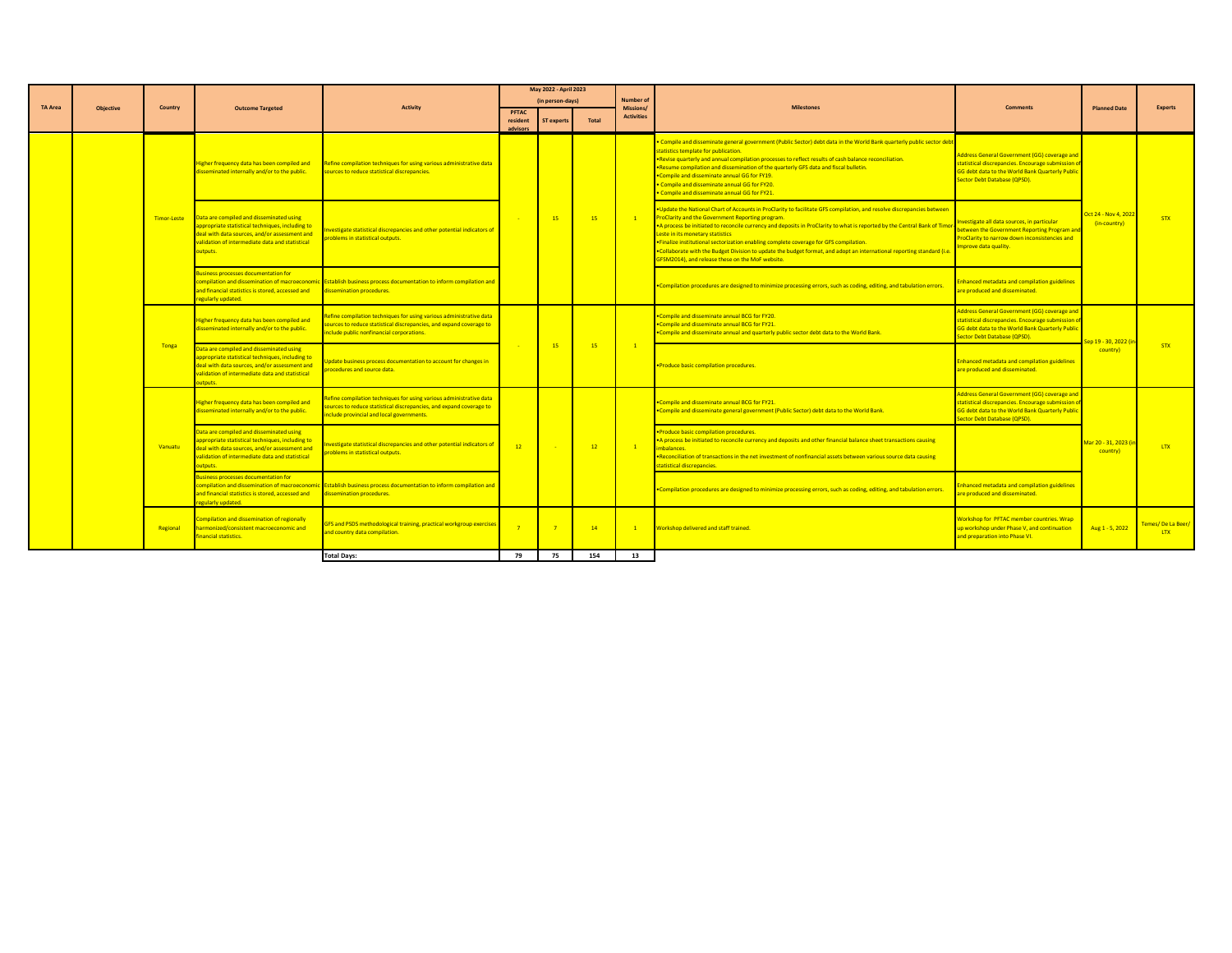| TA Area | Objective | Country | Outcome Targeted | Activity | May 2022 - April 2023 (in person-days) | | | Number of Missions/ Activities | Milestones | Comments | Planned Date | Experts |
|---|---|---|---|---|---|---|---|---|---|---|---|---|
| | | | | | PFTAC resident advisors | ST experts | Total | | | | | |
| | | Timor-Leste | Higher frequency data has been compiled and disseminated internally and/or to the public. | Refine compilation techniques for using various administrative data sources to reduce statistical discrepancies. | - | 15 | 15 | 1 | • Compile and disseminate general government (Public Sector) debt data in the World Bank quarterly public sector debt statistics template for publication.<br>•Revise quarterly and annual compilation processes to reflect results of cash balance reconciliation.<br>•Resume compilation and dissemination of the quarterly GFS data and fiscal bulletin.<br>•Compile and disseminate annual GG for FY19.<br>• Compile and disseminate annual GG for FY20.<br>• Compile and disseminate annual GG for FY21. | Address General Government (GG) coverage and statistical discrepancies. Encourage submission of GG debt data to the World Bank Quarterly Public Sector Debt Database (QPSD). | Oct 24 - Nov 4, 2022 (in-country) | STX |
| | | Timor-Leste | Data are compiled and disseminated using appropriate statistical techniques, including to deal with data sources, and/or assessment and validation of intermediate data and statistical outputs. | Investigate statistical discrepancies and other potential indicators of problems in statistical outputs. | | | | | •Update the National Chart of Accounts in ProClarity to facilitate GFS compilation, and resolve discrepancies between ProClarity and the Government Reporting program.<br>•A process be initiated to reconcile currency and deposits in ProClarity to what is reported by the Central Bank of Timor-Leste in its monetary statistics<br>•Finalize institutional sectorization enabling complete coverage for GFS compilation.<br>•Collaborate with the Budget Division to update the budget format, and adopt an international reporting standard (i.e. GFSM2014), and release these on the MoF website. | Investigate all data sources, in particular between the Government Reporting Program and ProClarity to narrow down inconsistencies and improve data quality. | | |
| | | Timor-Leste | Business processes documentation for compilation and dissemination of macroeconomic and financial statistics is stored, accessed and regularly updated. | Establish business process documentation to inform compilation and dissemination procedures. | | | | | •Compilation procedures are designed to minimize processing errors, such as coding, editing, and tabulation errors. | Enhanced metadata and compilation guidelines are produced and disseminated. | | |
| | | Tonga | Higher frequency data has been compiled and disseminated internally and/or to the public. | Refine compilation techniques for using various administrative data sources to reduce statistical discrepancies, and expand coverage to include public nonfinancial corporations. | - | 15 | 15 | 1 | •Compile and disseminate annual BCG for FY20.<br>•Compile and disseminate annual BCG for FY21.<br>•Compile and disseminate annual and quarterly public sector debt data to the World Bank. | Address General Government (GG) coverage and statistical discrepancies. Encourage submission of GG debt data to the World Bank Quarterly Public Sector Debt Database (QPSD). | Sep 19 - 30, 2022 (in-country) | STX |
| | | Tonga | Data are compiled and disseminated using appropriate statistical techniques, including to deal with data sources, and/or assessment and validation of intermediate data and statistical outputs. | Update business process documentation to account for changes in procedures and source data. | | | | | •Produce basic compilation procedures. | Enhanced metadata and compilation guidelines are produced and disseminated. | | |
| | | Vanuatu | Higher frequency data has been compiled and disseminated internally and/or to the public. | Refine compilation techniques for using various administrative data sources to reduce statistical discrepancies, and expand coverage to include provincial and local governments. | 12 | - | 12 | 1 | •Compile and disseminate annual BCG for FY21.<br>•Compile and disseminate general government (Public Sector) debt data to the World Bank. | Address General Government (GG) coverage and statistical discrepancies. Encourage submission of GG debt data to the World Bank Quarterly Public Sector Debt Database (QPSD). | Mar 20 - 31, 2023 (in country) | LTX |
| | | Vanuatu | Data are compiled and disseminated using appropriate statistical techniques, including to deal with data sources, and/or assessment and validation of intermediate data and statistical outputs. | Investigate statistical discrepancies and other potential indicators of problems in statistical outputs. | | | | | •Produce basic compilation procedures.<br>•A process be initiated to reconcile currency and deposits and other financial balance sheet transactions causing imbalances.<br>•Reconciliation of transactions in the net investment of nonfinancial assets between various source data causing statistical discrepancies. | | | |
| | | Vanuatu | Business processes documentation for compilation and dissemination of macroeconomic and financial statistics is stored, accessed and regularly updated. | Establish business process documentation to inform compilation and dissemination procedures. | | | | | •Compilation procedures are designed to minimize processing errors, such as coding, editing, and tabulation errors. | Enhanced metadata and compilation guidelines are produced and disseminated. | | |
| | | Regional | Compilation and dissemination of regionally harmonized/consistent macroeconomic and financial statistics. | GFS and PSDS methodological training, practical workgroup exercises and country data compilation. | 7 | 7 | 14 | 1 | Workshop delivered and staff trained. | Workshop for PFTAC member countries. Wrap up workshop under Phase V, and continuation and preparation into Phase VI. | Aug 1 - 5, 2022 | Temes/ De La Beer/ LTX |
| | | | | Total Days: | 79 | 75 | 154 | 13 | | | | |